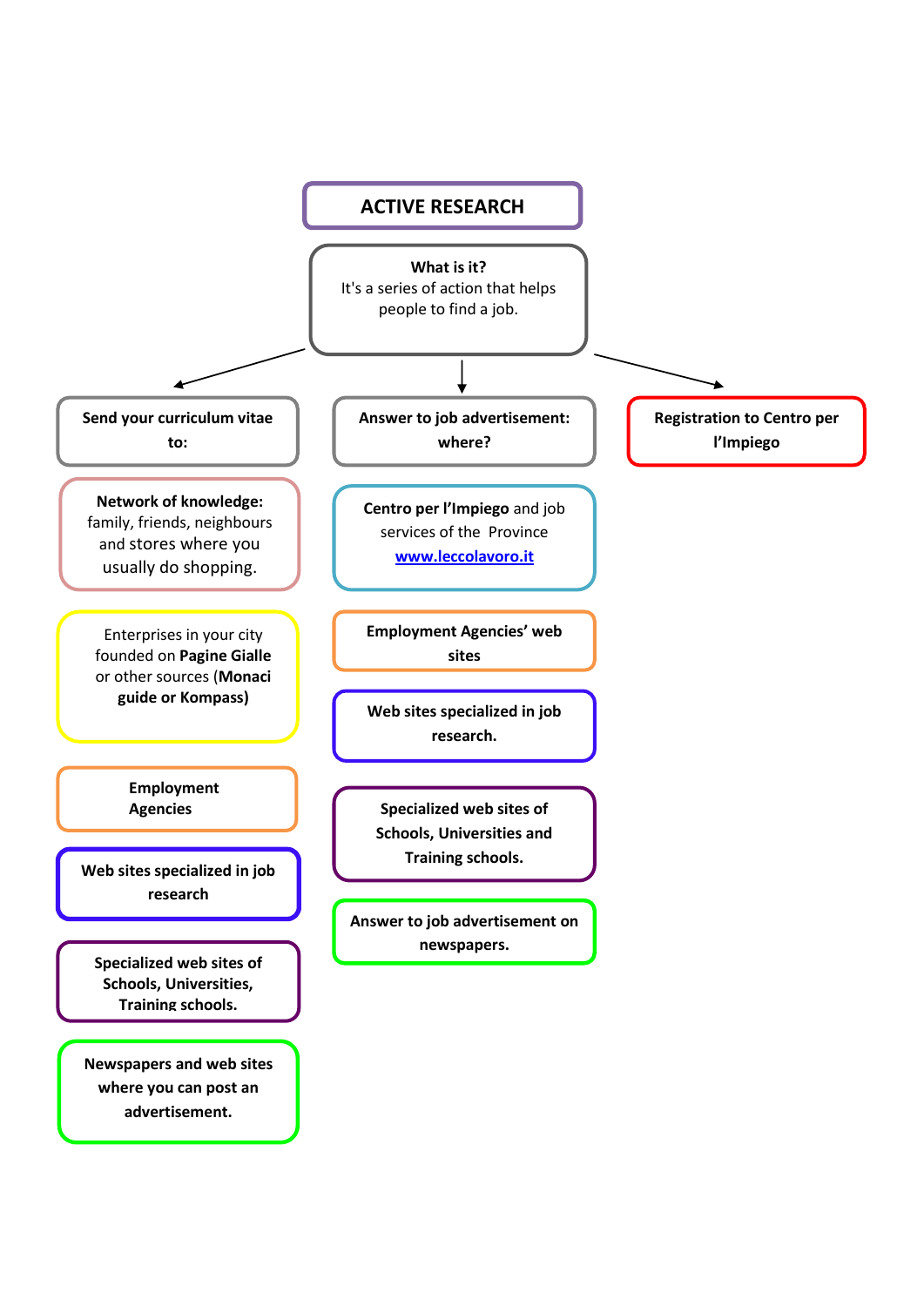# ACTIVE RESEARCH

**What is it?**
It's a series of action that helps people to find a job.

## Send your curriculum vitae to:

- **Network of knowledge:** family, friends, neighbours and stores where you usually do shopping.
- Enterprises in your city founded on **Pagine Gialle** or other sources (**Monaci guide or Kompass)**
- **Employment Agencies**
- **Web sites specialized in job research**
- **Specialized web sites of Schools, Universities, Training schools.**
- **Newspapers and web sites where you can post an advertisement.**

## Answer to job advertisement: where?

- **Centro per l'Impiego** and job services of the Province [www.leccolavoro.it](http://www.leccolavoro.it)
- **Employment Agencies' web sites**
- **Web sites specialized in job research.**
- **Specialized web sites of Schools, Universities and Training schools.**
- **Answer to job advertisement on newspapers.**

## Registration to Centro per l'Impiego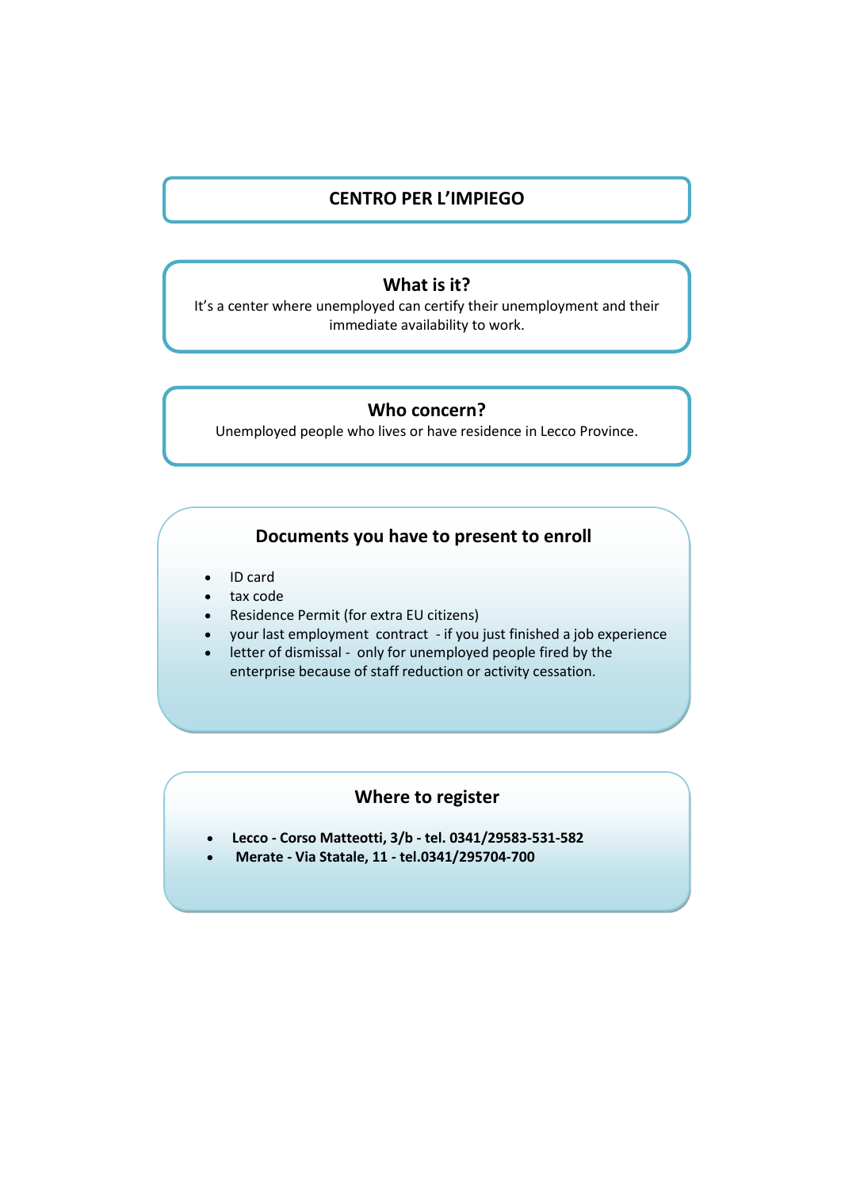# CENTRO PER L'IMPIEGO

## What is it?

It's a center where unemployed can certify their unemployment and their immediate availability to work.

## Who concern?

Unemployed people who lives or have residence in Lecco Province.

## Documents you have to present to enroll

- ID card
- tax code
- Residence Permit (for extra EU citizens)
- your last employment contract - if you just finished a job experience
- letter of dismissal - only for unemployed people fired by the enterprise because of staff reduction or activity cessation.

## Where to register

- **Lecco - Corso Matteotti, 3/b - tel. 0341/29583-531-582**
- **Merate - Via Statale, 11 - tel.0341/295704-700**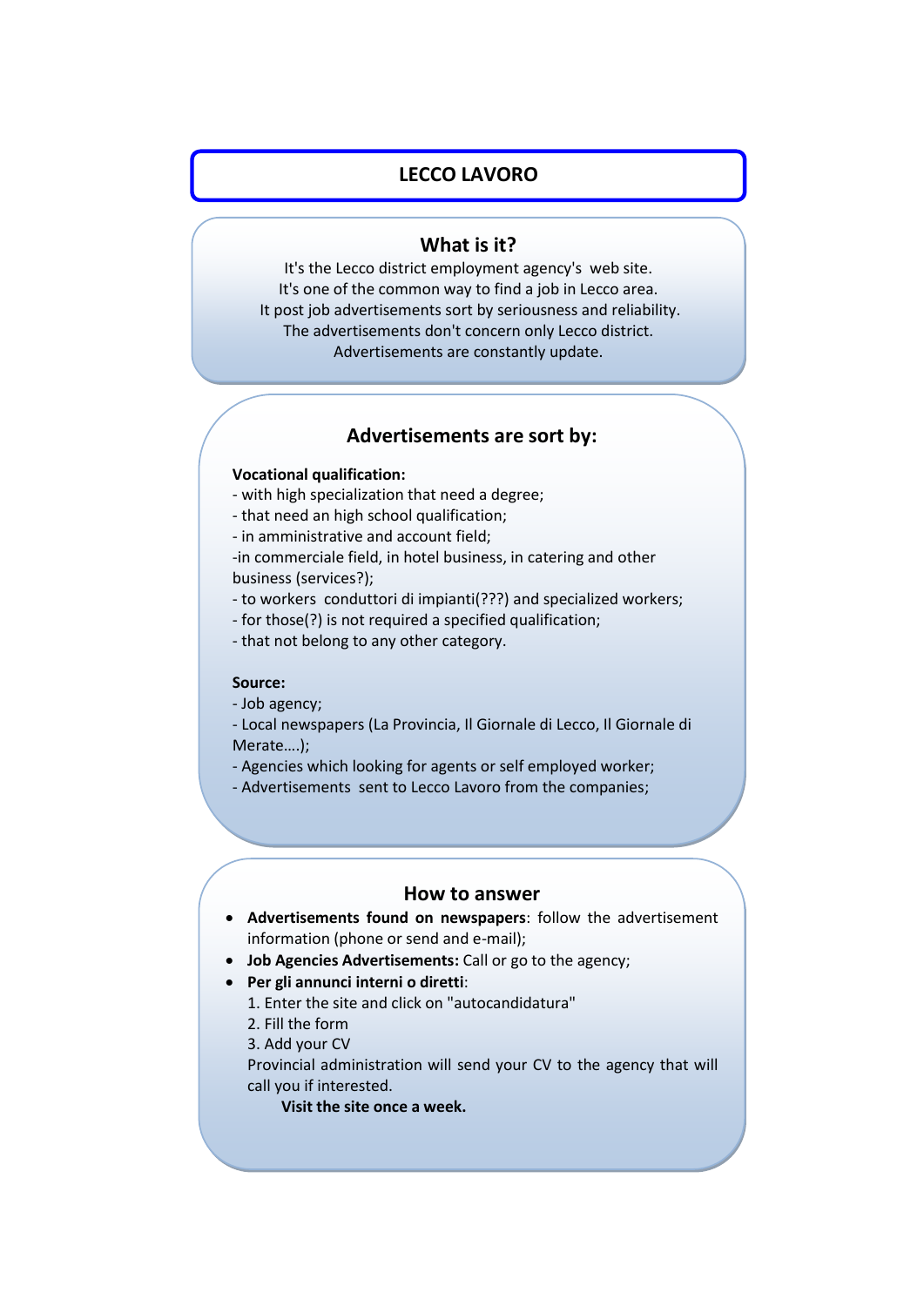# LECCO LAVORO

## What is it?

It's the Lecco district employment agency's web site.
It's one of the common way to find a job in Lecco area.
It post job advertisements sort by seriousness and reliability.
The advertisements don't concern only Lecco district.
Advertisements are constantly update.

## Advertisements are sort by:

**Vocational qualification:**

- with high specialization that need a degree;
- that need an high school qualification;
- in amministrative and account field;
- in commerciale field, in hotel business, in catering and other business (services?);
- to workers conduttori di impianti(???) and specialized workers;
- for those(?) is not required a specified qualification;
- that not belong to any other category.

**Source:**

- Job agency;
- Local newspapers (La Provincia, Il Giornale di Lecco, Il Giornale di Merate….);
- Agencies which looking for agents or self employed worker;
- Advertisements sent to Lecco Lavoro from the companies;

## How to answer

- **Advertisements found on newspapers**: follow the advertisement information (phone or send and e-mail);
- **Job Agencies Advertisements:** Call or go to the agency;
- **Per gli annunci interni o diretti**:
  1. Enter the site and click on "autocandidatura"
  2. Fill the form
  3. Add your CV

  Provincial administration will send your CV to the agency that will call you if interested.

  **Visit the site once a week.**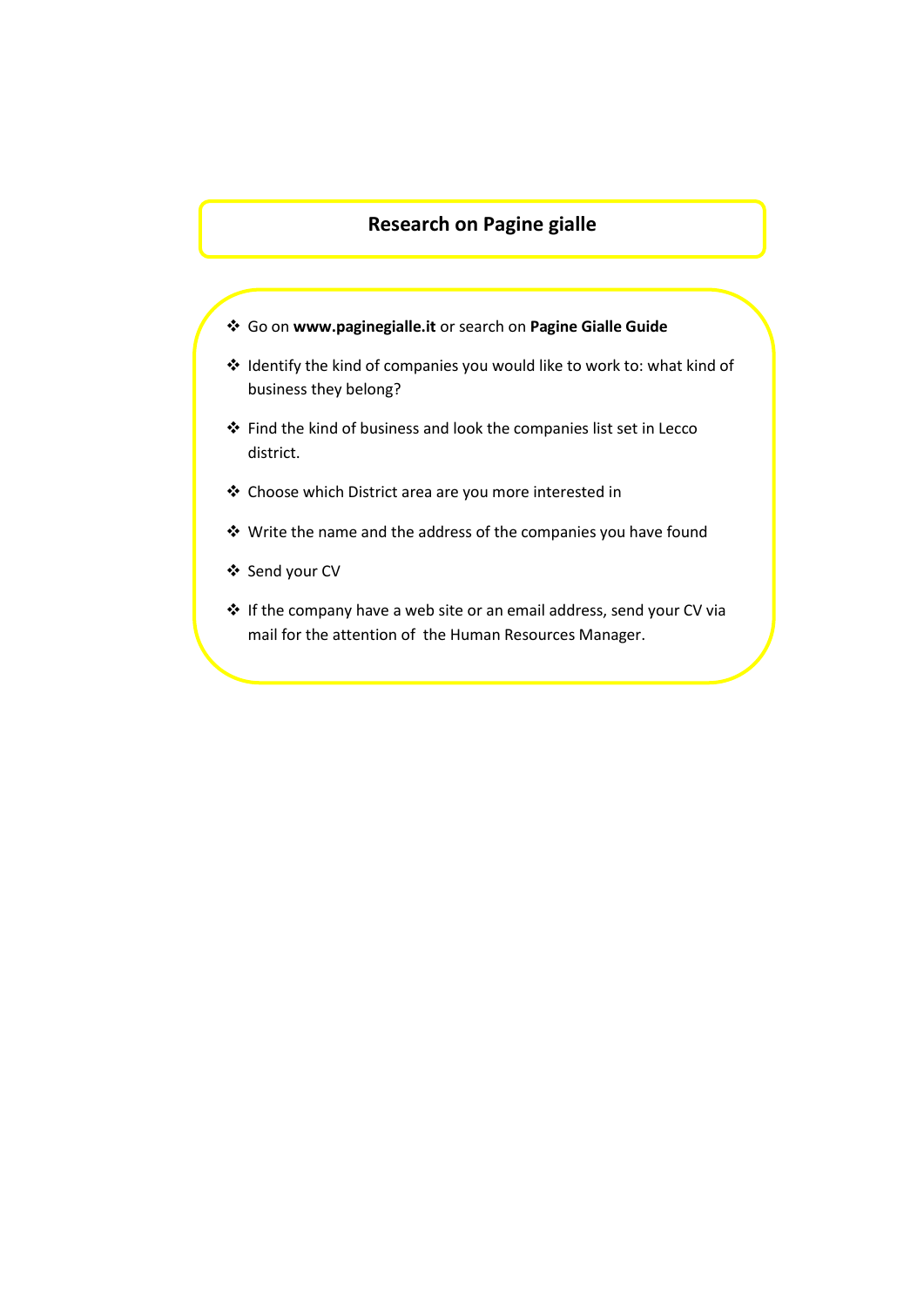## Research on Pagine gialle

- Go on **www.paginegialle.it** or search on **Pagine Gialle Guide**
- Identify the kind of companies you would like to work to: what kind of business they belong?
- Find the kind of business and look the companies list set in Lecco district.
- Choose which District area are you more interested in
- Write the name and the address of the companies you have found
- Send your CV
- If the company have a web site or an email address, send your CV via mail for the attention of the Human Resources Manager.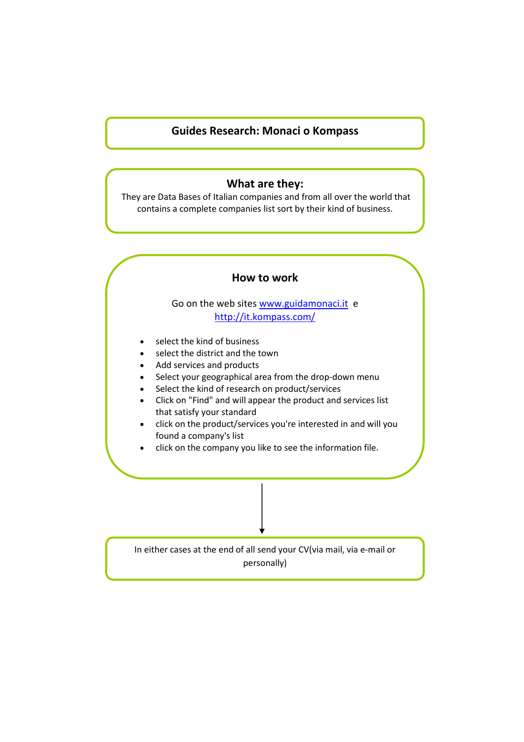## Guides Research: Monaci o Kompass

### What are they:

They are Data Bases of Italian companies and from all over the world that contains a complete companies list sort by their kind of business.

### How to work

Go on the web sites www.guidamonaci.it e http://it.kompass.com/

- select the kind of business
- select the district and the town
- Add services and products
- Select your geographical area from the drop-down menu
- Select the kind of research on product/services
- Click on "Find" and will appear the product and services list that satisfy your standard
- click on the product/services you're interested in and will you found a company's list
- click on the company you like to see the information file.

In either cases at the end of all send your CV(via mail, via e-mail or personally)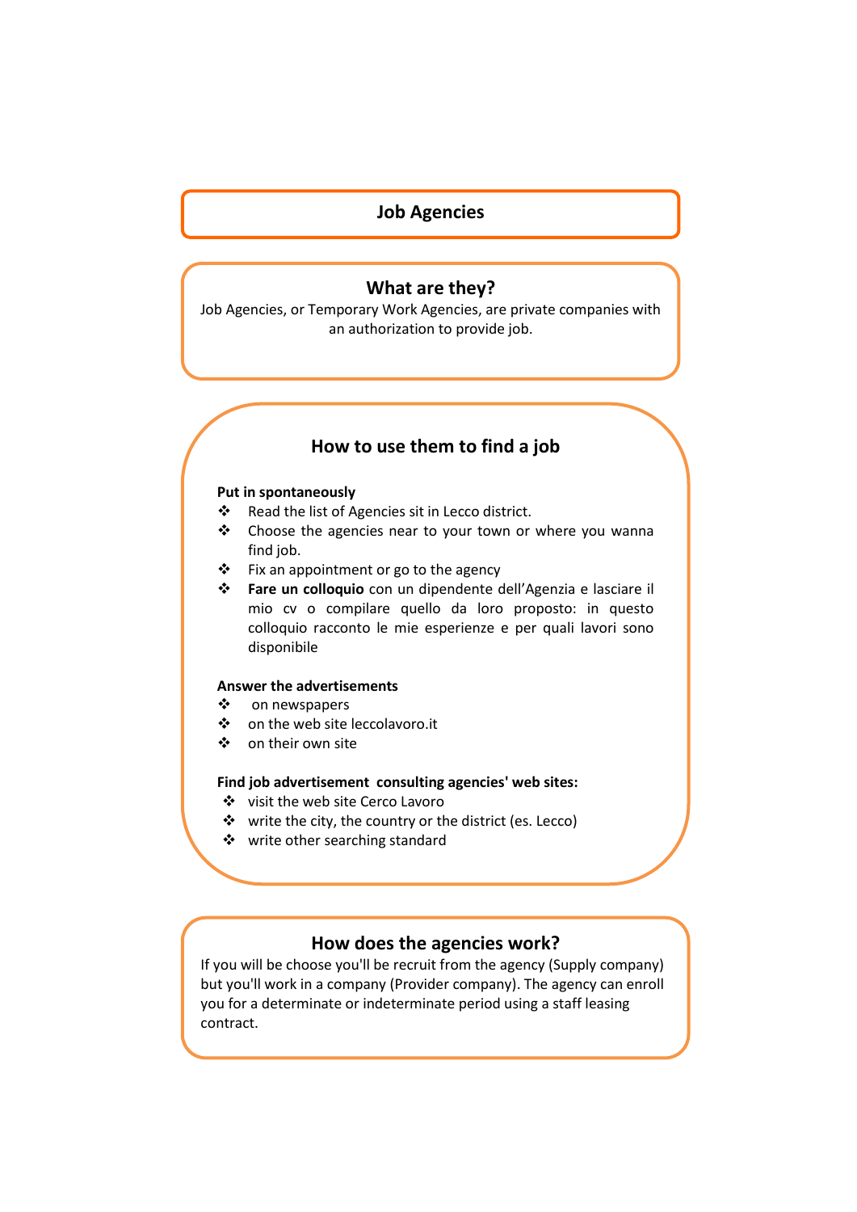# Job Agencies

## What are they?

Job Agencies, or Temporary Work Agencies, are private companies with an authorization to provide job.

## How to use them to find a job

**Put in spontaneously**

- Read the list of Agencies sit in Lecco district.
- Choose the agencies near to your town or where you wanna find job.
- Fix an appointment or go to the agency
- **Fare un colloquio** con un dipendente dell'Agenzia e lasciare il mio cv o compilare quello da loro proposto: in questo colloquio racconto le mie esperienze e per quali lavori sono disponibile

**Answer the advertisements**

- on newspapers
- on the web site leccolavoro.it
- on their own site

**Find job advertisement consulting agencies' web sites:**

- visit the web site Cerco Lavoro
- write the city, the country or the district (es. Lecco)
- write other searching standard

## How does the agencies work?

If you will be choose you'll be recruit from the agency (Supply company) but you'll work in a company (Provider company). The agency can enroll you for a determinate or indeterminate period using a staff leasing contract.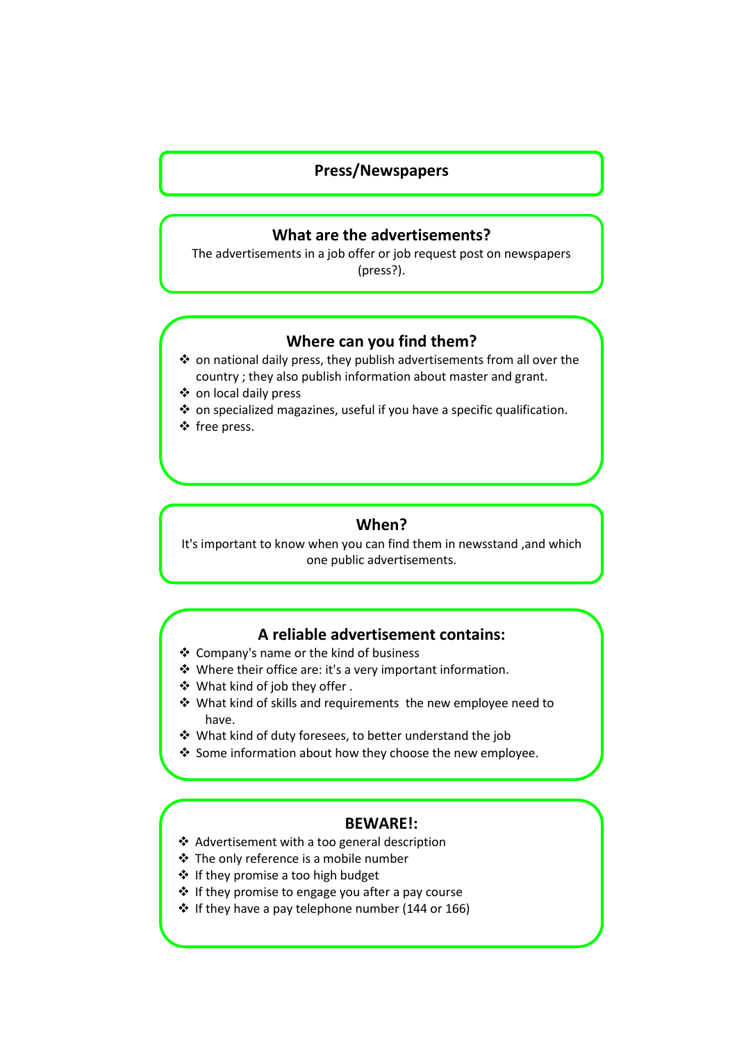## Press/Newspapers

### What are the advertisements?

The advertisements in a job offer or job request post on newspapers (press?).

### Where can you find them?

- on national daily press, they publish advertisements from all over the country ; they also publish information about master and grant.
- on local daily press
- on specialized magazines, useful if you have a specific qualification.
- free press.

### When?

It's important to know when you can find them in newsstand ,and which one public advertisements.

### A reliable advertisement contains:

- Company's name or the kind of business
- Where their office are: it's a very important information.
- What kind of job they offer .
- What kind of skills and requirements the new employee need to have.
- What kind of duty foresees, to better understand the job
- Some information about how they choose the new employee.

### BEWARE!:

- Advertisement with a too general description
- The only reference is a mobile number
- If they promise a too high budget
- If they promise to engage you after a pay course
- If they have a pay telephone number (144 or 166)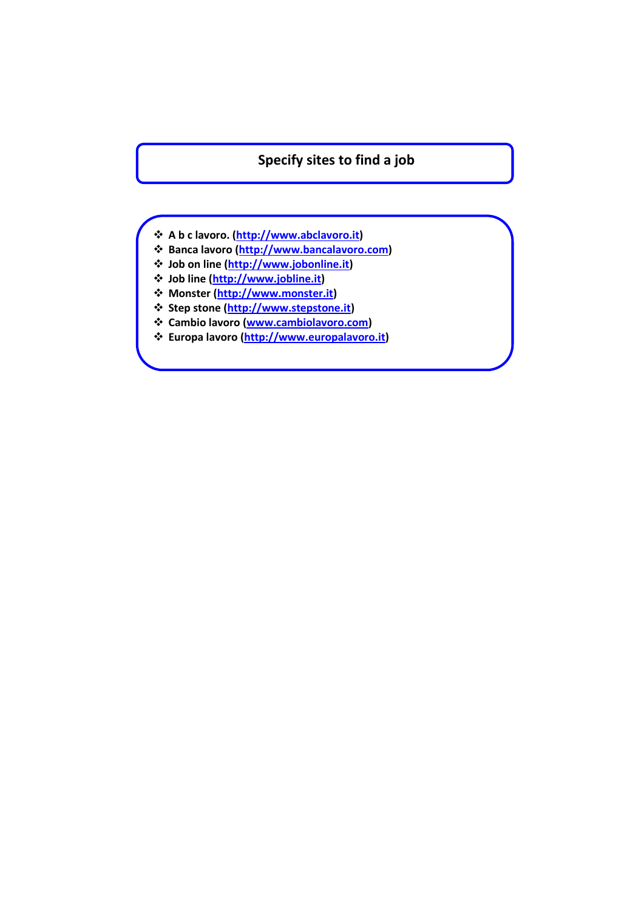## Specify sites to find a job

- **A b c lavoro. ([http://www.abclavoro.it](http://www.abclavoro.it))**
- **Banca lavoro ([http://www.bancalavoro.com](http://www.bancalavoro.com))**
- **Job on line ([http://www.jobonline.it](http://www.jobonline.it))**
- **Job line ([http://www.jobline.it](http://www.jobline.it))**
- **Monster ([http://www.monster.it](http://www.monster.it))**
- **Step stone ([http://www.stepstone.it](http://www.stepstone.it))**
- **Cambio lavoro ([www.cambiolavoro.com](http://www.cambiolavoro.com))**
- **Europa lavoro ([http://www.europalavoro.it](http://www.europalavoro.it))**